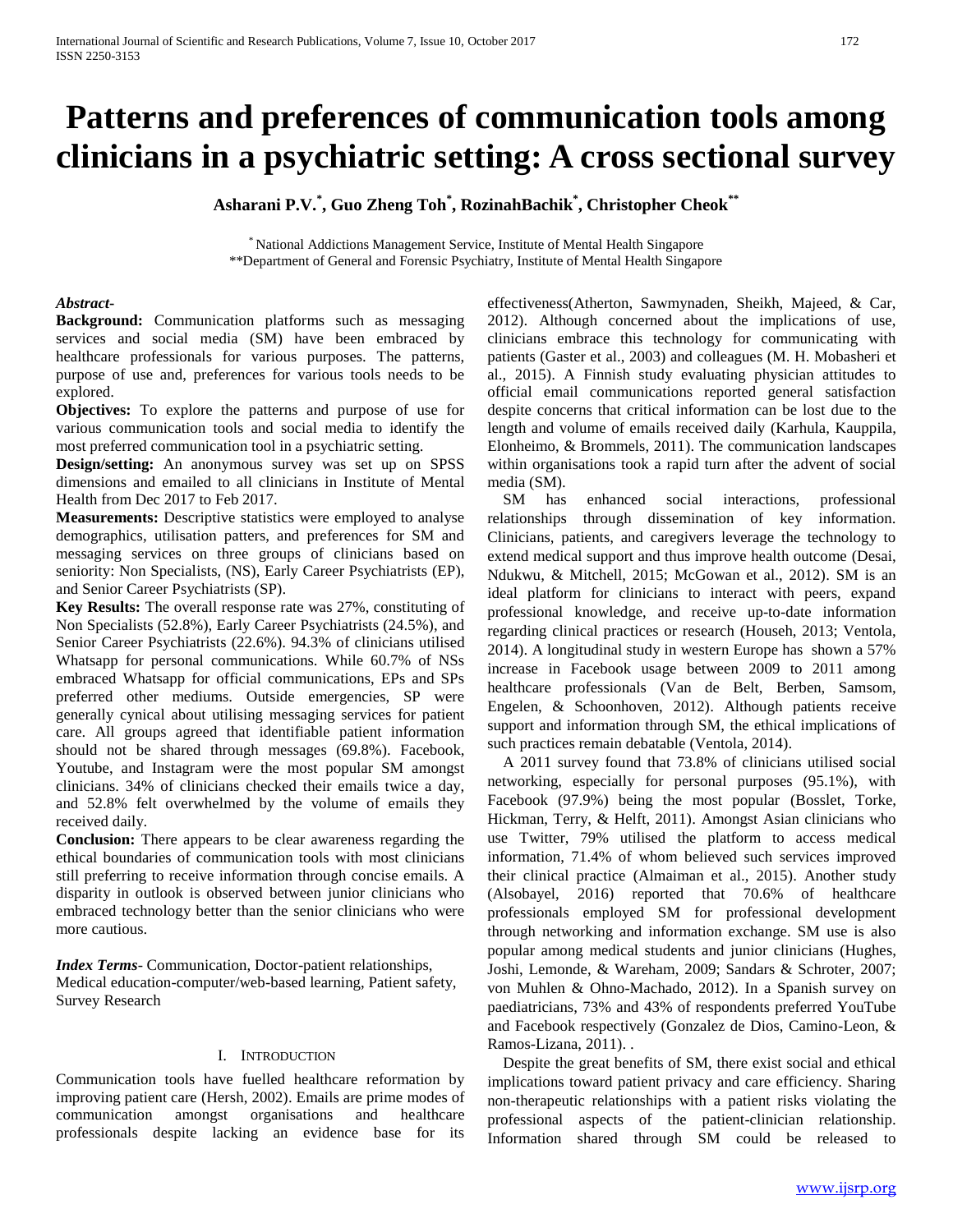# Patterns and preferences of communication tools among clinicians in a psychiatric setting: A cross sectional survey

**Asharani P.V.[*], Guo Zheng Toh[*], RozinahBachik[*], Christopher Cheok[**]**

[*] National Addictions Management Service, Institute of Mental Health Singapore
[**]Department of General and Forensic Psychiatry, Institute of Mental Health Singapore

***Abstract-***

**Background:** Communication platforms such as messaging services and social media (SM) have been embraced by healthcare professionals for various purposes. The patterns, purpose of use and, preferences for various tools needs to be explored.

**Objectives:** To explore the patterns and purpose of use for various communication tools and social media to identify the most preferred communication tool in a psychiatric setting.

**Design/setting:** An anonymous survey was set up on SPSS dimensions and emailed to all clinicians in Institute of Mental Health from Dec 2017 to Feb 2017.

**Measurements:** Descriptive statistics were employed to analyse demographics, utilisation patterns, and preferences for SM and messaging services on three groups of clinicians based on seniority: Non Specialists, (NS), Early Career Psychiatrists (EP), and Senior Career Psychiatrists (SP).

**Key Results:** The overall response rate was 27%, constituting of Non Specialists (52.8%), Early Career Psychiatrists (24.5%), and Senior Career Psychiatrists (22.6%). 94.3% of clinicians utilised Whatsapp for personal communications. While 60.7% of NSs embraced Whatsapp for official communications, EPs and SPs preferred other mediums. Outside emergencies, SP were generally cynical about utilising messaging services for patient care. All groups agreed that identifiable patient information should not be shared through messages (69.8%). Facebook, Youtube, and Instagram were the most popular SM amongst clinicians. 34% of clinicians checked their emails twice a day, and 52.8% felt overwhelmed by the volume of emails they received daily.

**Conclusion:** There appears to be clear awareness regarding the ethical boundaries of communication tools with most clinicians still preferring to receive information through concise emails. A disparity in outlook is observed between junior clinicians who embraced technology better than the senior clinicians who were more cautious.

***Index Terms-*** Communication, Doctor-patient relationships, Medical education-computer/web-based learning, Patient safety, Survey Research

## I. Introduction

Communication tools have fuelled healthcare reformation by improving patient care (Hersh, 2002). Emails are prime modes of communication amongst organisations and healthcare professionals despite lacking an evidence base for its effectiveness(Atherton, Sawmynaden, Sheikh, Majeed, & Car, 2012). Although concerned about the implications of use, clinicians embrace this technology for communicating with patients (Gaster et al., 2003) and colleagues (M. H. Mobasheri et al., 2015). A Finnish study evaluating physician attitudes to official email communications reported general satisfaction despite concerns that critical information can be lost due to the length and volume of emails received daily (Karhula, Kauppila, Elonheimo, & Brommels, 2011). The communication landscapes within organisations took a rapid turn after the advent of social media (SM).

SM has enhanced social interactions, professional relationships through dissemination of key information. Clinicians, patients, and caregivers leverage the technology to extend medical support and thus improve health outcome (Desai, Ndukwu, & Mitchell, 2015; McGowan et al., 2012). SM is an ideal platform for clinicians to interact with peers, expand professional knowledge, and receive up-to-date information regarding clinical practices or research (Househ, 2013; Ventola, 2014). A longitudinal study in western Europe has shown a 57% increase in Facebook usage between 2009 to 2011 among healthcare professionals (Van de Belt, Berben, Samsom, Engelen, & Schoonhoven, 2012). Although patients receive support and information through SM, the ethical implications of such practices remain debatable (Ventola, 2014).

A 2011 survey found that 73.8% of clinicians utilised social networking, especially for personal purposes (95.1%), with Facebook (97.9%) being the most popular (Bosslet, Torke, Hickman, Terry, & Helft, 2011). Amongst Asian clinicians who use Twitter, 79% utilised the platform to access medical information, 71.4% of whom believed such services improved their clinical practice (Almaiman et al., 2015). Another study (Alsobayel, 2016) reported that 70.6% of healthcare professionals employed SM for professional development through networking and information exchange. SM use is also popular among medical students and junior clinicians (Hughes, Joshi, Lemonde, & Wareham, 2009; Sandars & Schroter, 2007; von Muhlen & Ohno-Machado, 2012). In a Spanish survey on paediatricians, 73% and 43% of respondents preferred YouTube and Facebook respectively (Gonzalez de Dios, Camino-Leon, & Ramos-Lizana, 2011). .

Despite the great benefits of SM, there exist social and ethical implications toward patient privacy and care efficiency. Sharing non-therapeutic relationships with a patient risks violating the professional aspects of the patient-clinician relationship. Information shared through SM could be released to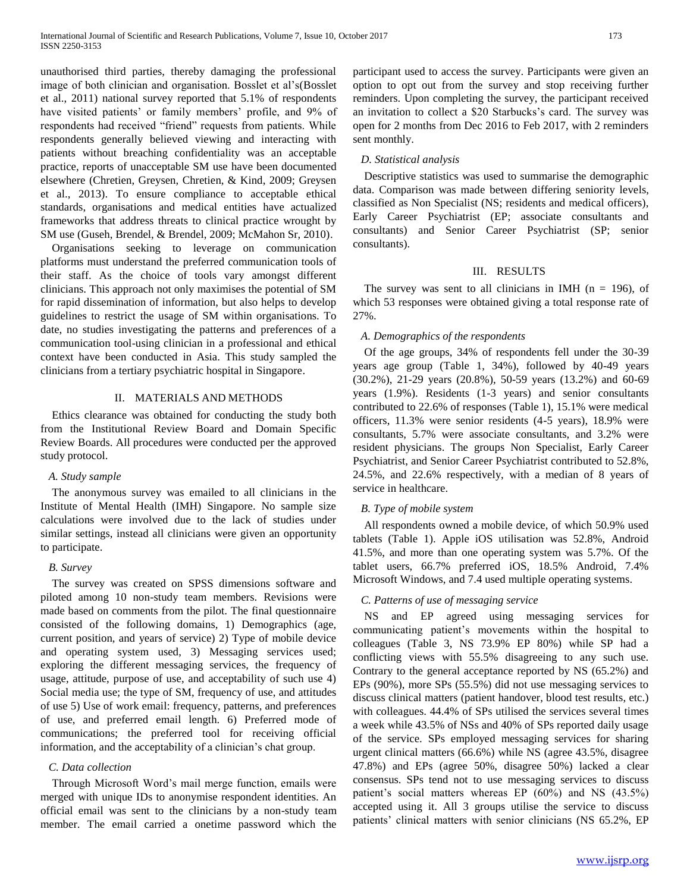unauthorised third parties, thereby damaging the professional image of both clinician and organisation. Bosslet et al's(Bosslet et al., 2011) national survey reported that 5.1% of respondents have visited patients' or family members' profile, and 9% of respondents had received "friend" requests from patients. While respondents generally believed viewing and interacting with patients without breaching confidentiality was an acceptable practice, reports of unacceptable SM use have been documented elsewhere (Chretien, Greysen, Chretien, & Kind, 2009; Greysen et al., 2013). To ensure compliance to acceptable ethical standards, organisations and medical entities have actualized frameworks that address threats to clinical practice wrought by SM use (Guseh, Brendel, & Brendel, 2009; McMahon Sr, 2010).

Organisations seeking to leverage on communication platforms must understand the preferred communication tools of their staff. As the choice of tools vary amongst different clinicians. This approach not only maximises the potential of SM for rapid dissemination of information, but also helps to develop guidelines to restrict the usage of SM within organisations. To date, no studies investigating the patterns and preferences of a communication tool-using clinician in a professional and ethical context have been conducted in Asia. This study sampled the clinicians from a tertiary psychiatric hospital in Singapore.

## II. MATERIALS AND METHODS

Ethics clearance was obtained for conducting the study both from the Institutional Review Board and Domain Specific Review Boards. All procedures were conducted per the approved study protocol.

### *A. Study sample*

The anonymous survey was emailed to all clinicians in the Institute of Mental Health (IMH) Singapore. No sample size calculations were involved due to the lack of studies under similar settings, instead all clinicians were given an opportunity to participate.

### *B. Survey*

The survey was created on SPSS dimensions software and piloted among 10 non-study team members. Revisions were made based on comments from the pilot. The final questionnaire consisted of the following domains, 1) Demographics (age, current position, and years of service) 2) Type of mobile device and operating system used, 3) Messaging services used; exploring the different messaging services, the frequency of usage, attitude, purpose of use, and acceptability of such use 4) Social media use; the type of SM, frequency of use, and attitudes of use 5) Use of work email: frequency, patterns, and preferences of use, and preferred email length. 6) Preferred mode of communications; the preferred tool for receiving official information, and the acceptability of a clinician's chat group.

### *C. Data collection*

Through Microsoft Word's mail merge function, emails were merged with unique IDs to anonymise respondent identities. An official email was sent to the clinicians by a non-study team member. The email carried a onetime password which the participant used to access the survey. Participants were given an option to opt out from the survey and stop receiving further reminders. Upon completing the survey, the participant received an invitation to collect a $20 Starbucks's card. The survey was open for 2 months from Dec 2016 to Feb 2017, with 2 reminders sent monthly.

### *D. Statistical analysis*

Descriptive statistics was used to summarise the demographic data. Comparison was made between differing seniority levels, classified as Non Specialist (NS; residents and medical officers), Early Career Psychiatrist (EP; associate consultants and consultants) and Senior Career Psychiatrist (SP; senior consultants).

## III. RESULTS

The survey was sent to all clinicians in IMH (n = 196), of which 53 responses were obtained giving a total response rate of 27%.

### *A. Demographics of the respondents*

Of the age groups, 34% of respondents fell under the 30-39 years age group (Table 1, 34%), followed by 40-49 years (30.2%), 21-29 years (20.8%), 50-59 years (13.2%) and 60-69 years (1.9%). Residents (1-3 years) and senior consultants contributed to 22.6% of responses (Table 1), 15.1% were medical officers, 11.3% were senior residents (4-5 years), 18.9% were consultants, 5.7% were associate consultants, and 3.2% were resident physicians. The groups Non Specialist, Early Career Psychiatrist, and Senior Career Psychiatrist contributed to 52.8%, 24.5%, and 22.6% respectively, with a median of 8 years of service in healthcare.

### *B. Type of mobile system*

All respondents owned a mobile device, of which 50.9% used tablets (Table 1). Apple iOS utilisation was 52.8%, Android 41.5%, and more than one operating system was 5.7%. Of the tablet users, 66.7% preferred iOS, 18.5% Android, 7.4% Microsoft Windows, and 7.4 used multiple operating systems.

### *C. Patterns of use of messaging service*

NS and EP agreed using messaging services for communicating patient's movements within the hospital to colleagues (Table 3, NS 73.9% EP 80%) while SP had a conflicting views with 55.5% disagreeing to any such use. Contrary to the general acceptance reported by NS (65.2%) and EPs (90%), more SPs (55.5%) did not use messaging services to discuss clinical matters (patient handover, blood test results, etc.) with colleagues. 44.4% of SPs utilised the services several times a week while 43.5% of NSs and 40% of SPs reported daily usage of the service. SPs employed messaging services for sharing urgent clinical matters (66.6%) while NS (agree 43.5%, disagree 47.8%) and EPs (agree 50%, disagree 50%) lacked a clear consensus. SPs tend not to use messaging services to discuss patient's social matters whereas EP (60%) and NS (43.5%) accepted using it. All 3 groups utilise the service to discuss patients' clinical matters with senior clinicians (NS 65.2%, EP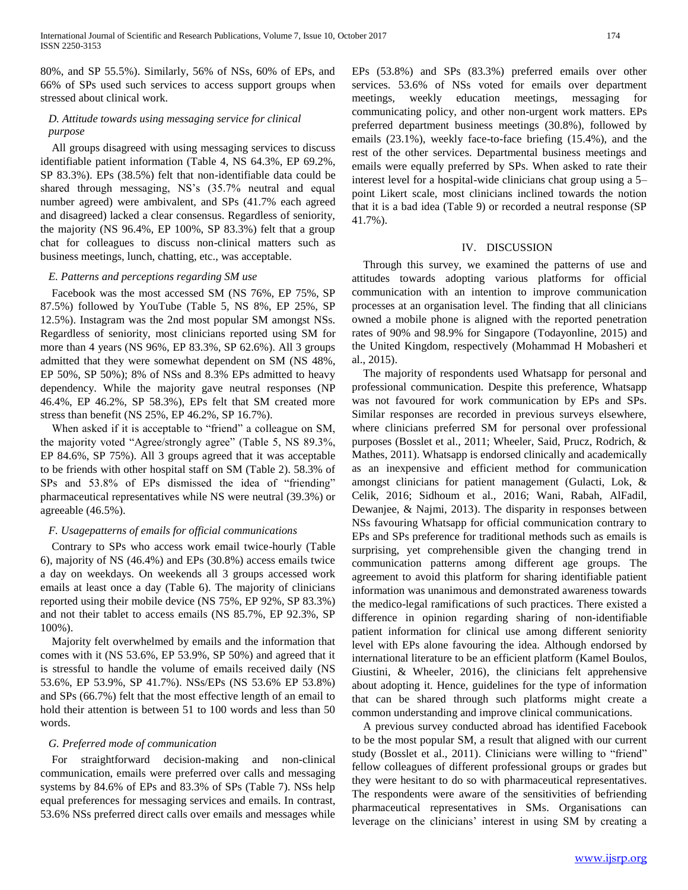80%, and SP 55.5%). Similarly, 56% of NSs, 60% of EPs, and 66% of SPs used such services to access support groups when stressed about clinical work.

### D. Attitude towards using messaging service for clinical purpose

All groups disagreed with using messaging services to discuss identifiable patient information (Table 4, NS 64.3%, EP 69.2%, SP 83.3%). EPs (38.5%) felt that non-identifiable data could be shared through messaging, NS's (35.7% neutral and equal number agreed) were ambivalent, and SPs (41.7% each agreed and disagreed) lacked a clear consensus. Regardless of seniority, the majority (NS 96.4%, EP 100%, SP 83.3%) felt that a group chat for colleagues to discuss non-clinical matters such as business meetings, lunch, chatting, etc., was acceptable.

### E. Patterns and perceptions regarding SM use

Facebook was the most accessed SM (NS 76%, EP 75%, SP 87.5%) followed by YouTube (Table 5, NS 8%, EP 25%, SP 12.5%). Instagram was the 2nd most popular SM amongst NSs. Regardless of seniority, most clinicians reported using SM for more than 4 years (NS 96%, EP 83.3%, SP 62.6%). All 3 groups admitted that they were somewhat dependent on SM (NS 48%, EP 50%, SP 50%); 8% of NSs and 8.3% EPs admitted to heavy dependency. While the majority gave neutral responses (NP 46.4%, EP 46.2%, SP 58.3%), EPs felt that SM created more stress than benefit (NS 25%, EP 46.2%, SP 16.7%).

When asked if it is acceptable to "friend" a colleague on SM, the majority voted "Agree/strongly agree" (Table 5, NS 89.3%, EP 84.6%, SP 75%). All 3 groups agreed that it was acceptable to be friends with other hospital staff on SM (Table 2). 58.3% of SPs and 53.8% of EPs dismissed the idea of "friending" pharmaceutical representatives while NS were neutral (39.3%) or agreeable (46.5%).

### F. Usagepatterns of emails for official communications

Contrary to SPs who access work email twice-hourly (Table 6), majority of NS (46.4%) and EPs (30.8%) access emails twice a day on weekdays. On weekends all 3 groups accessed work emails at least once a day (Table 6). The majority of clinicians reported using their mobile device (NS 75%, EP 92%, SP 83.3%) and not their tablet to access emails (NS 85.7%, EP 92.3%, SP 100%).

Majority felt overwhelmed by emails and the information that comes with it (NS 53.6%, EP 53.9%, SP 50%) and agreed that it is stressful to handle the volume of emails received daily (NS 53.6%, EP 53.9%, SP 41.7%). NSs/EPs (NS 53.6% EP 53.8%) and SPs (66.7%) felt that the most effective length of an email to hold their attention is between 51 to 100 words and less than 50 words.

### G. Preferred mode of communication

For straightforward decision-making and non-clinical communication, emails were preferred over calls and messaging systems by 84.6% of EPs and 83.3% of SPs (Table 7). NSs help equal preferences for messaging services and emails. In contrast, 53.6% NSs preferred direct calls over emails and messages while EPs (53.8%) and SPs (83.3%) preferred emails over other services. 53.6% of NSs voted for emails over department meetings, weekly education meetings, messaging for communicating policy, and other non-urgent work matters. EPs preferred department business meetings (30.8%), followed by emails (23.1%), weekly face-to-face briefing (15.4%), and the rest of the other services. Departmental business meetings and emails were equally preferred by SPs. When asked to rate their interest level for a hospital-wide clinicians chat group using a 5–point Likert scale, most clinicians inclined towards the notion that it is a bad idea (Table 9) or recorded a neutral response (SP 41.7%).

## IV. Discussion

Through this survey, we examined the patterns of use and attitudes towards adopting various platforms for official communication with an intention to improve communication processes at an organisation level. The finding that all clinicians owned a mobile phone is aligned with the reported penetration rates of 90% and 98.9% for Singapore (Todayonline, 2015) and the United Kingdom, respectively (Mohammad H Mobasheri et al., 2015).

The majority of respondents used Whatsapp for personal and professional communication. Despite this preference, Whatsapp was not favoured for work communication by EPs and SPs. Similar responses are recorded in previous surveys elsewhere, where clinicians preferred SM for personal over professional purposes (Bosslet et al., 2011; Wheeler, Said, Prucz, Rodrich, & Mathes, 2011). Whatsapp is endorsed clinically and academically as an inexpensive and efficient method for communication amongst clinicians for patient management (Gulacti, Lok, & Celik, 2016; Sidhoum et al., 2016; Wani, Rabah, AlFadil, Dewanjee, & Najmi, 2013). The disparity in responses between NSs favouring Whatsapp for official communication contrary to EPs and SPs preference for traditional methods such as emails is surprising, yet comprehensible given the changing trend in communication patterns among different age groups. The agreement to avoid this platform for sharing identifiable patient information was unanimous and demonstrated awareness towards the medico-legal ramifications of such practices. There existed a difference in opinion regarding sharing of non-identifiable patient information for clinical use among different seniority level with EPs alone favouring the idea. Although endorsed by international literature to be an efficient platform (Kamel Boulos, Giustini, & Wheeler, 2016), the clinicians felt apprehensive about adopting it. Hence, guidelines for the type of information that can be shared through such platforms might create a common understanding and improve clinical communications.

A previous survey conducted abroad has identified Facebook to be the most popular SM, a result that aligned with our current study (Bosslet et al., 2011). Clinicians were willing to "friend" fellow colleagues of different professional groups or grades but they were hesitant to do so with pharmaceutical representatives. The respondents were aware of the sensitivities of befriending pharmaceutical representatives in SMs. Organisations can leverage on the clinicians' interest in using SM by creating a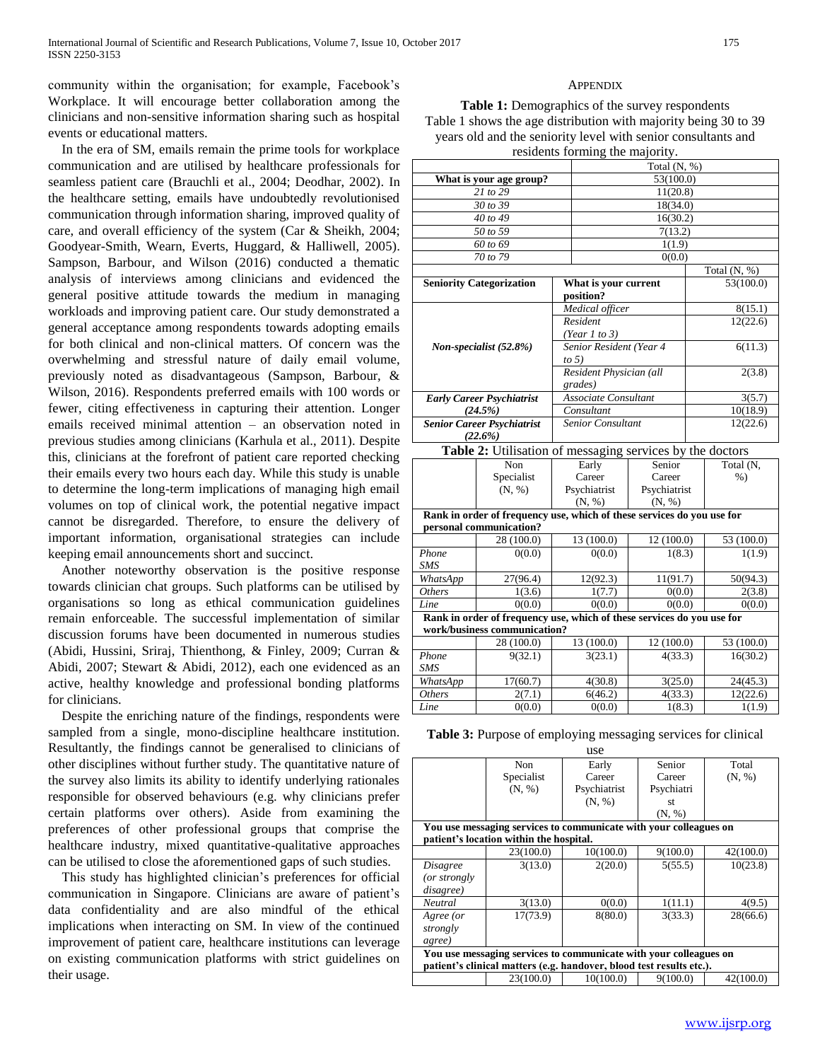community within the organisation; for example, Facebook's Workplace. It will encourage better collaboration among the clinicians and non-sensitive information sharing such as hospital events or educational matters.

In the era of SM, emails remain the prime tools for workplace communication and are utilised by healthcare professionals for seamless patient care (Brauchli et al., 2004; Deodhar, 2002). In the healthcare setting, emails have undoubtedly revolutionised communication through information sharing, improved quality of care, and overall efficiency of the system (Car & Sheikh, 2004; Goodyear-Smith, Wearn, Everts, Huggard, & Halliwell, 2005). Sampson, Barbour, and Wilson (2016) conducted a thematic analysis of interviews among clinicians and evidenced the general positive attitude towards the medium in managing workloads and improving patient care. Our study demonstrated a general acceptance among respondents towards adopting emails for both clinical and non-clinical matters. Of concern was the overwhelming and stressful nature of daily email volume, previously noted as disadvantageous (Sampson, Barbour, & Wilson, 2016). Respondents preferred emails with 100 words or fewer, citing effectiveness in capturing their attention. Longer emails received minimal attention – an observation noted in previous studies among clinicians (Karhula et al., 2011). Despite this, clinicians at the forefront of patient care reported checking their emails every two hours each day. While this study is unable to determine the long-term implications of managing high email volumes on top of clinical work, the potential negative impact cannot be disregarded. Therefore, to ensure the delivery of important information, organisational strategies can include keeping email announcements short and succinct.

Another noteworthy observation is the positive response towards clinician chat groups. Such platforms can be utilised by organisations so long as ethical communication guidelines remain enforceable. The successful implementation of similar discussion forums have been documented in numerous studies (Abidi, Hussini, Sriraj, Thienthong, & Finley, 2009; Curran & Abidi, 2007; Stewart & Abidi, 2012), each one evidenced as an active, healthy knowledge and professional bonding platforms for clinicians.

Despite the enriching nature of the findings, respondents were sampled from a single, mono-discipline healthcare institution. Resultantly, the findings cannot be generalised to clinicians of other disciplines without further study. The quantitative nature of the survey also limits its ability to identify underlying rationales responsible for observed behaviours (e.g. why clinicians prefer certain platforms over others). Aside from examining the preferences of other professional groups that comprise the healthcare industry, mixed quantitative-qualitative approaches can be utilised to close the aforementioned gaps of such studies.

This study has highlighted clinician's preferences for official communication in Singapore. Clinicians are aware of patient's data confidentiality and are also mindful of the ethical implications when interacting on SM. In view of the continued improvement of patient care, healthcare institutions can leverage on existing communication platforms with strict guidelines on their usage.

## Appendix

**Table 1:** Demographics of the survey respondents
Table 1 shows the age distribution with majority being 30 to 39 years old and the seniority level with senior consultants and residents forming the majority.

| | Total (N, %) |
|---|---|
| **What is your age group?** | 53(100.0) |
| *21 to 29* | 11(20.8) |
| *30 to 39* | 18(34.0) |
| *40 to 49* | 16(30.2) |
| *50 to 59* | 7(13.2) |
| *60 to 69* | 1(1.9) |
| *70 to 79* | 0(0.0) |

| **Seniority Categorization** | **What is your current position?** | Total (N, %) 53(100.0) |
|---|---|---|
| *Non-specialist (52.8%)* | *Medical officer* | 8(15.1) |
| | *Resident (Year 1 to 3)* | 12(22.6) |
| | *Senior Resident (Year 4 to 5)* | 6(11.3) |
| | *Resident Physician (all grades)* | 2(3.8) |
| *Early Career Psychiatrist (24.5%)* | *Associate Consultant* | 3(5.7) |
| | *Consultant* | 10(18.9) |
| *Senior Career Psychiatrist (22.6%)* | *Senior Consultant* | 12(22.6) |

**Table 2:** Utilisation of messaging services by the doctors

| | Non Specialist (N, %) | Early Career Psychiatrist (N, %) | Senior Career Psychiatrist (N, %) | Total (N, %) |
|---|---|---|---|---|
| **Rank in order of frequency use, which of these services do you use for personal communication?** | | | | |
| | 28 (100.0) | 13 (100.0) | 12 (100.0) | 53 (100.0) |
| *Phone SMS* | 0(0.0) | 0(0.0) | 1(8.3) | 1(1.9) |
| *WhatsApp* | 27(96.4) | 12(92.3) | 11(91.7) | 50(94.3) |
| *Others* | 1(3.6) | 1(7.7) | 0(0.0) | 2(3.8) |
| *Line* | 0(0.0) | 0(0.0) | 0(0.0) | 0(0.0) |
| **Rank in order of frequency use, which of these services do you use for work/business communication?** | | | | |
| | 28 (100.0) | 13 (100.0) | 12 (100.0) | 53 (100.0) |
| *Phone SMS* | 9(32.1) | 3(23.1) | 4(33.3) | 16(30.2) |
| *WhatsApp* | 17(60.7) | 4(30.8) | 3(25.0) | 24(45.3) |
| *Others* | 2(7.1) | 6(46.2) | 4(33.3) | 12(22.6) |
| *Line* | 0(0.0) | 0(0.0) | 1(8.3) | 1(1.9) |

**Table 3:** Purpose of employing messaging services for clinical use

| | Non Specialist (N, %) | Early Career Psychiatrist (N, %) | Senior Career Psychiatrist (N, %) | Total (N, %) |
|---|---|---|---|---|
| **You use messaging services to communicate with your colleagues on patient's location within the hospital.** | | | | |
| | 23(100.0) | 10(100.0) | 9(100.0) | 42(100.0) |
| *Disagree (or strongly disagree)* | 3(13.0) | 2(20.0) | 5(55.5) | 10(23.8) |
| *Neutral* | 3(13.0) | 0(0.0) | 1(11.1) | 4(9.5) |
| *Agree (or strongly agree)* | 17(73.9) | 8(80.0) | 3(33.3) | 28(66.6) |
| **You use messaging services to communicate with your colleagues on patient's clinical matters (e.g. handover, blood test results etc.).** | | | | |
| | 23(100.0) | 10(100.0) | 9(100.0) | 42(100.0) |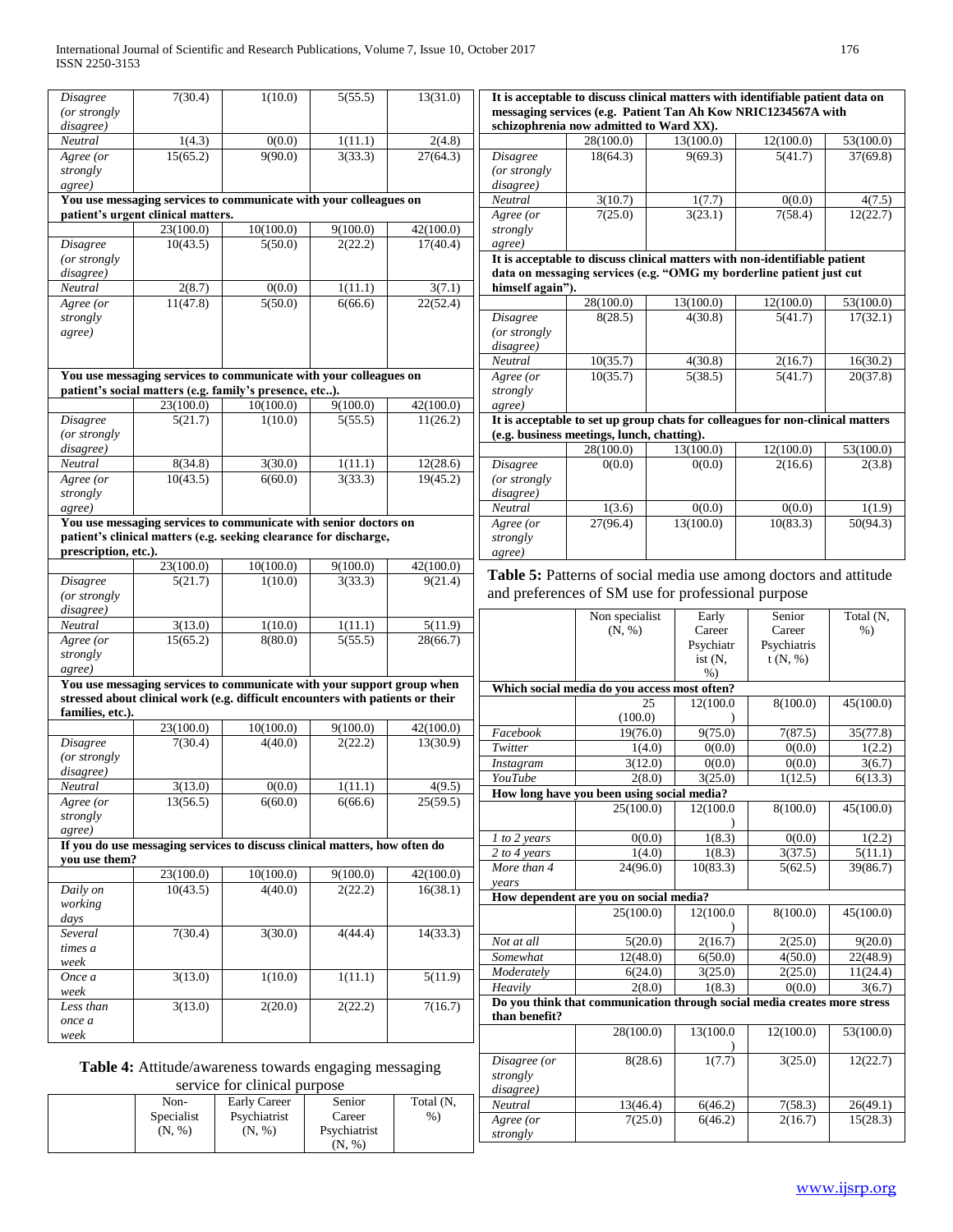| | | | | |
|---|---|---|---|---|
| *Disagree (or strongly disagree)* | 7(30.4) | 1(10.0) | 5(55.5) | 13(31.0) |
| *Neutral* | 1(4.3) | 0(0.0) | 1(11.1) | 2(4.8) |
| *Agree (or strongly agree)* | 15(65.2) | 9(90.0) | 3(33.3) | 27(64.3) |
| **You use messaging services to communicate with your colleagues on patient's urgent clinical matters.** | | | | |
| | 23(100.0) | 10(100.0) | 9(100.0) | 42(100.0) |
| *Disagree (or strongly disagree)* | 10(43.5) | 5(50.0) | 2(22.2) | 17(40.4) |
| *Neutral* | 2(8.7) | 0(0.0) | 1(11.1) | 3(7.1) |
| *Agree (or strongly agree)* | 11(47.8) | 5(50.0) | 6(66.6) | 22(52.4) |
| **You use messaging services to communicate with your colleagues on patient's social matters (e.g. family's presence, etc..).** | | | | |
| | 23(100.0) | 10(100.0) | 9(100.0) | 42(100.0) |
| *Disagree (or strongly disagree)* | 5(21.7) | 1(10.0) | 5(55.5) | 11(26.2) |
| *Neutral* | 8(34.8) | 3(30.0) | 1(11.1) | 12(28.6) |
| *Agree (or strongly agree)* | 10(43.5) | 6(60.0) | 3(33.3) | 19(45.2) |
| **You use messaging services to communicate with senior doctors on patient's clinical matters (e.g. seeking clearance for discharge, prescription, etc.).** | | | | |
| | 23(100.0) | 10(100.0) | 9(100.0) | 42(100.0) |
| *Disagree (or strongly disagree)* | 5(21.7) | 1(10.0) | 3(33.3) | 9(21.4) |
| *Neutral* | 3(13.0) | 1(10.0) | 1(11.1) | 5(11.9) |
| *Agree (or strongly agree)* | 15(65.2) | 8(80.0) | 5(55.5) | 28(66.7) |
| **You use messaging services to communicate with your support group when stressed about clinical work (e.g. difficult encounters with patients or their families, etc.).** | | | | |
| | 23(100.0) | 10(100.0) | 9(100.0) | 42(100.0) |
| *Disagree (or strongly disagree)* | 7(30.4) | 4(40.0) | 2(22.2) | 13(30.9) |
| *Neutral* | 3(13.0) | 0(0.0) | 1(11.1) | 4(9.5) |
| *Agree (or strongly agree)* | 13(56.5) | 6(60.0) | 6(66.6) | 25(59.5) |
| **If you do use messaging services to discuss clinical matters, how often do you use them?** | | | | |
| | 23(100.0) | 10(100.0) | 9(100.0) | 42(100.0) |
| *Daily on working days* | 10(43.5) | 4(40.0) | 2(22.2) | 16(38.1) |
| *Several times a week* | 7(30.4) | 3(30.0) | 4(44.4) | 14(33.3) |
| *Once a week* | 3(13.0) | 1(10.0) | 1(11.1) | 5(11.9) |
| *Less than once a week* | 3(13.0) | 2(20.0) | 2(22.2) | 7(16.7) |

**Table 4:** Attitude/awareness towards engaging messaging service for clinical purpose

| | Non-Specialist (N, %) | Early Career Psychiatrist (N, %) | Senior Career Psychiatrist (N, %) | Total (N, %) |
|---|---|---|---|---|
| **It is acceptable to discuss clinical matters with identifiable patient data on messaging services (e.g. Patient Tan Ah Kow NRIC1234567A with schizophrenia now admitted to Ward XX).** | | | | |
| | 28(100.0) | 13(100.0) | 12(100.0) | 53(100.0) |
| *Disagree (or strongly disagree)* | 18(64.3) | 9(69.3) | 5(41.7) | 37(69.8) |
| *Neutral* | 3(10.7) | 1(7.7) | 0(0.0) | 4(7.5) |
| *Agree (or strongly agree)* | 7(25.0) | 3(23.1) | 7(58.4) | 12(22.7) |
| **It is acceptable to discuss clinical matters with non-identifiable patient data on messaging services (e.g. "OMG my borderline patient just cut himself again").** | | | | |
| | 28(100.0) | 13(100.0) | 12(100.0) | 53(100.0) |
| *Disagree (or strongly disagree)* | 8(28.5) | 4(30.8) | 5(41.7) | 17(32.1) |
| *Neutral* | 10(35.7) | 4(30.8) | 2(16.7) | 16(30.2) |
| *Agree (or strongly agree)* | 10(35.7) | 5(38.5) | 5(41.7) | 20(37.8) |
| **It is acceptable to set up group chats for colleagues for non-clinical matters (e.g. business meetings, lunch, chatting).** | | | | |
| | 28(100.0) | 13(100.0) | 12(100.0) | 53(100.0) |
| *Disagree (or strongly disagree)* | 0(0.0) | 0(0.0) | 2(16.6) | 2(3.8) |
| *Neutral* | 1(3.6) | 0(0.0) | 0(0.0) | 1(1.9) |
| *Agree (or strongly agree)* | 27(96.4) | 13(100.0) | 10(83.3) | 50(94.3) |

**Table 5:** Patterns of social media use among doctors and attitude and preferences of SM use for professional purpose

| | Non specialist (N, %) | Early Career Psychiatrist (N, %) | Senior Career Psychiatrist (N, %) | Total (N, %) |
|---|---|---|---|---|
| **Which social media do you access most often?** | | | | |
| | 25 (100.0) | 12(100.0) | 8(100.0) | 45(100.0) |
| *Facebook* | 19(76.0) | 9(75.0) | 7(87.5) | 35(77.8) |
| *Twitter* | 1(4.0) | 0(0.0) | 0(0.0) | 1(2.2) |
| *Instagram* | 3(12.0) | 0(0.0) | 0(0.0) | 3(6.7) |
| *YouTube* | 2(8.0) | 3(25.0) | 1(12.5) | 6(13.3) |
| **How long have you been using social media?** | | | | |
| | 25(100.0) | 12(100.0) | 8(100.0) | 45(100.0) |
| *1 to 2 years* | 0(0.0) | 1(8.3) | 0(0.0) | 1(2.2) |
| *2 to 4 years* | 1(4.0) | 1(8.3) | 3(37.5) | 5(11.1) |
| *More than 4 years* | 24(96.0) | 10(83.3) | 5(62.5) | 39(86.7) |
| **How dependent are you on social media?** | | | | |
| | 25(100.0) | 12(100.0) | 8(100.0) | 45(100.0) |
| *Not at all* | 5(20.0) | 2(16.7) | 2(25.0) | 9(20.0) |
| *Somewhat* | 12(48.0) | 6(50.0) | 4(50.0) | 22(48.9) |
| *Moderately* | 6(24.0) | 3(25.0) | 2(25.0) | 11(24.4) |
| *Heavily* | 2(8.0) | 1(8.3) | 0(0.0) | 3(6.7) |
| **Do you think that communication through social media creates more stress than benefit?** | | | | |
| | 28(100.0) | 13(100.0) | 12(100.0) | 53(100.0) |
| *Disagree (or strongly disagree)* | 8(28.6) | 1(7.7) | 3(25.0) | 12(22.7) |
| *Neutral* | 13(46.4) | 6(46.2) | 7(58.3) | 26(49.1) |
| *Agree (or strongly* | 7(25.0) | 6(46.2) | 2(16.7) | 15(28.3) |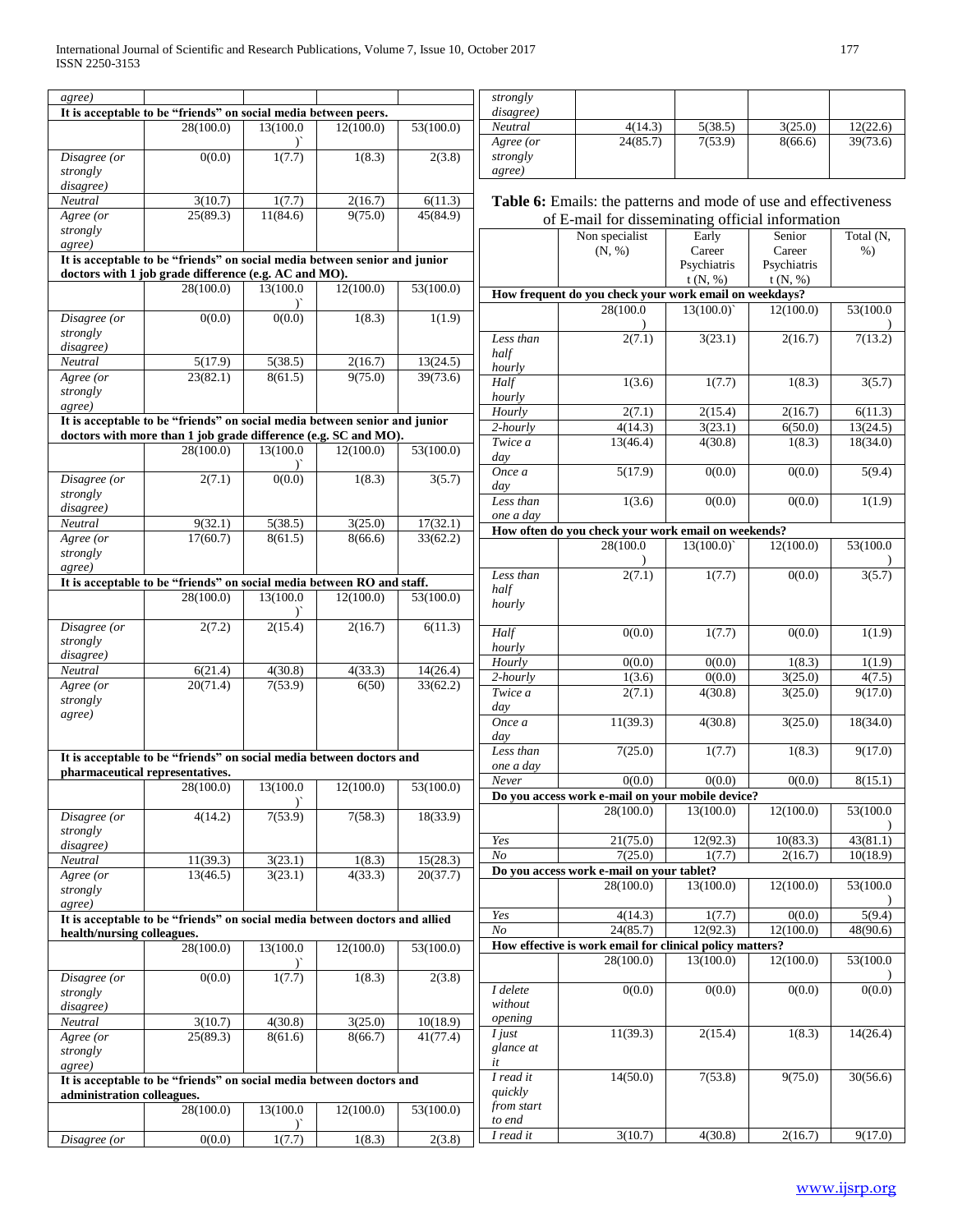| | | | | |
|---|---|---|---|---|
| *agree)* | | | | |
| **It is acceptable to be "friends" on social media between peers.** | | | | |
| | 28(100.0) | 13(100.0)` | 12(100.0) | 53(100.0) |
| *Disagree (or strongly disagree)* | 0(0.0) | 1(7.7) | 1(8.3) | 2(3.8) |
| *Neutral* | 3(10.7) | 1(7.7) | 2(16.7) | 6(11.3) |
| *Agree (or strongly agree)* | 25(89.3) | 11(84.6) | 9(75.0) | 45(84.9) |
| **It is acceptable to be "friends" on social media between senior and junior doctors with 1 job grade difference (e.g. AC and MO).** | | | | |
| | 28(100.0) | 13(100.0)` | 12(100.0) | 53(100.0) |
| *Disagree (or strongly disagree)* | 0(0.0) | 0(0.0) | 1(8.3) | 1(1.9) |
| *Neutral* | 5(17.9) | 5(38.5) | 2(16.7) | 13(24.5) |
| *Agree (or strongly agree)* | 23(82.1) | 8(61.5) | 9(75.0) | 39(73.6) |
| **It is acceptable to be "friends" on social media between senior and junior doctors with more than 1 job grade difference (e.g. SC and MO).** | | | | |
| | 28(100.0) | 13(100.0)` | 12(100.0) | 53(100.0) |
| *Disagree (or strongly disagree)* | 2(7.1) | 0(0.0) | 1(8.3) | 3(5.7) |
| *Neutral* | 9(32.1) | 5(38.5) | 3(25.0) | 17(32.1) |
| *Agree (or strongly agree)* | 17(60.7) | 8(61.5) | 8(66.6) | 33(62.2) |
| **It is acceptable to be "friends" on social media between RO and staff.** | | | | |
| | 28(100.0) | 13(100.0)` | 12(100.0) | 53(100.0) |
| *Disagree (or strongly disagree)* | 2(7.2) | 2(15.4) | 2(16.7) | 6(11.3) |
| *Neutral* | 6(21.4) | 4(30.8) | 4(33.3) | 14(26.4) |
| *Agree (or strongly agree)* | 20(71.4) | 7(53.9) | 6(50) | 33(62.2) |
| **It is acceptable to be "friends" on social media between doctors and pharmaceutical representatives.** | | | | |
| | 28(100.0) | 13(100.0)` | 12(100.0) | 53(100.0) |
| *Disagree (or strongly disagree)* | 4(14.2) | 7(53.9) | 7(58.3) | 18(33.9) |
| *Neutral* | 11(39.3) | 3(23.1) | 1(8.3) | 15(28.3) |
| *Agree (or strongly agree)* | 13(46.5) | 3(23.1) | 4(33.3) | 20(37.7) |
| **It is acceptable to be "friends" on social media between doctors and allied health/nursing colleagues.** | | | | |
| | 28(100.0) | 13(100.0)` | 12(100.0) | 53(100.0) |
| *Disagree (or strongly disagree)* | 0(0.0) | 1(7.7) | 1(8.3) | 2(3.8) |
| *Neutral* | 3(10.7) | 4(30.8) | 3(25.0) | 10(18.9) |
| *Agree (or strongly agree)* | 25(89.3) | 8(61.6) | 8(66.7) | 41(77.4) |
| **It is acceptable to be "friends" on social media between doctors and administration colleagues.** | | | | |
| | 28(100.0) | 13(100.0)` | 12(100.0) | 53(100.0) |
| *Disagree (or strongly disagree)* | 0(0.0) | 1(7.7) | 1(8.3) | 2(3.8) |
| *Neutral* | 4(14.3) | 5(38.5) | 3(25.0) | 12(22.6) |
| *Agree (or strongly agree)* | 24(85.7) | 7(53.9) | 8(66.6) | 39(73.6) |

**Table 6:** Emails: the patterns and mode of use and effectiveness of E-mail for disseminating official information

| | Non specialist (N, %) | Early Career Psychiatrist (N, %) | Senior Career Psychiatrist (N, %) | Total (N, %) |
|---|---|---|---|---|
| **How frequent do you check your work email on weekdays?** | | | | |
| | 28(100.0) | 13(100.0)` | 12(100.0) | 53(100.0) |
| *Less than half hourly* | 2(7.1) | 3(23.1) | 2(16.7) | 7(13.2) |
| *Half hourly* | 1(3.6) | 1(7.7) | 1(8.3) | 3(5.7) |
| *Hourly* | 2(7.1) | 2(15.4) | 2(16.7) | 6(11.3) |
| *2-hourly* | 4(14.3) | 3(23.1) | 6(50.0) | 13(24.5) |
| *Twice a day* | 13(46.4) | 4(30.8) | 1(8.3) | 18(34.0) |
| *Once a day* | 5(17.9) | 0(0.0) | 0(0.0) | 5(9.4) |
| *Less than one a day* | 1(3.6) | 0(0.0) | 0(0.0) | 1(1.9) |
| **How often do you check your work email on weekends?** | | | | |
| | 28(100.0) | 13(100.0)` | 12(100.0) | 53(100.0) |
| *Less than half hourly* | 2(7.1) | 1(7.7) | 0(0.0) | 3(5.7) |
| *Half hourly* | 0(0.0) | 1(7.7) | 0(0.0) | 1(1.9) |
| *Hourly* | 0(0.0) | 0(0.0) | 1(8.3) | 1(1.9) |
| *2-hourly* | 1(3.6) | 0(0.0) | 3(25.0) | 4(7.5) |
| *Twice a day* | 2(7.1) | 4(30.8) | 3(25.0) | 9(17.0) |
| *Once a day* | 11(39.3) | 4(30.8) | 3(25.0) | 18(34.0) |
| *Less than one a day* | 7(25.0) | 1(7.7) | 1(8.3) | 9(17.0) |
| *Never* | 0(0.0) | 0(0.0) | 0(0.0) | 8(15.1) |
| **Do you access work e-mail on your mobile device?** | | | | |
| | 28(100.0) | 13(100.0) | 12(100.0) | 53(100.0) |
| *Yes* | 21(75.0) | 12(92.3) | 10(83.3) | 43(81.1) |
| *No* | 7(25.0) | 1(7.7) | 2(16.7) | 10(18.9) |
| **Do you access work e-mail on your tablet?** | | | | |
| | 28(100.0) | 13(100.0) | 12(100.0) | 53(100.0) |
| *Yes* | 4(14.3) | 1(7.7) | 0(0.0) | 5(9.4) |
| *No* | 24(85.7) | 12(92.3) | 12(100.0) | 48(90.6) |
| **How effective is work email for clinical policy matters?** | | | | |
| | 28(100.0) | 13(100.0) | 12(100.0) | 53(100.0) |
| *I delete without opening* | 0(0.0) | 0(0.0) | 0(0.0) | 0(0.0) |
| *I just glance at it* | 11(39.3) | 2(15.4) | 1(8.3) | 14(26.4) |
| *I read it quickly from start to end* | 14(50.0) | 7(53.8) | 9(75.0) | 30(56.6) |
| *I read it* | 3(10.7) | 4(30.8) | 2(16.7) | 9(17.0) |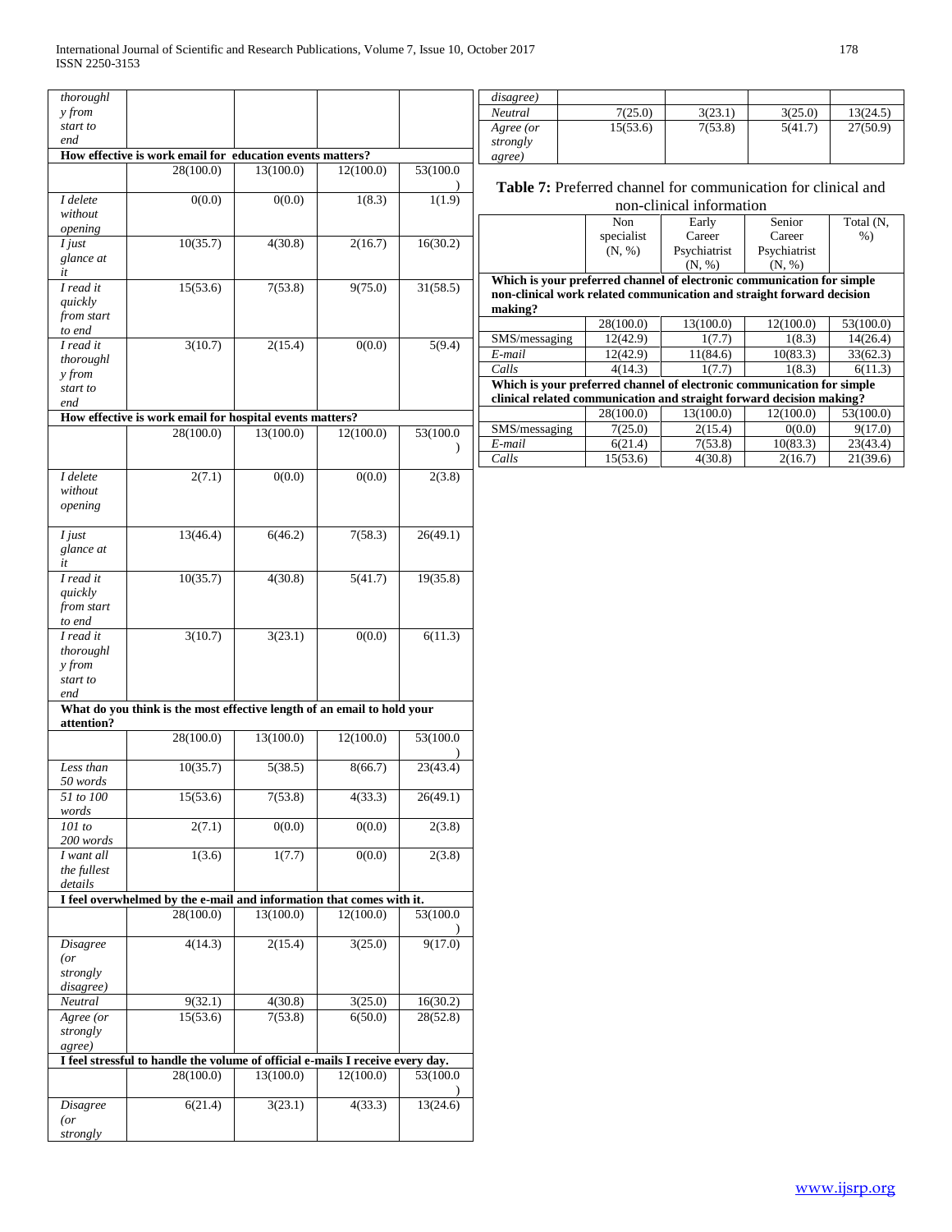| | | | | |
|---|---|---|---|---|
| *I read it thoroughly from start to end* | | | | |
| **How effective is work email for education events matters?** | | | | |
| | 28(100.0) | 13(100.0) | 12(100.0) | 53(100.0) |
| *I delete without opening* | 0(0.0) | 0(0.0) | 1(8.3) | 1(1.9) |
| *I just glance at it* | 10(35.7) | 4(30.8) | 2(16.7) | 16(30.2) |
| *I read it quickly from start to end* | 15(53.6) | 7(53.8) | 9(75.0) | 31(58.5) |
| *I read it thoroughly from start to end* | 3(10.7) | 2(15.4) | 0(0.0) | 5(9.4) |
| **How effective is work email for hospital events matters?** | | | | |
| | 28(100.0) | 13(100.0) | 12(100.0) | 53(100.0) |
| *I delete without opening* | 2(7.1) | 0(0.0) | 0(0.0) | 2(3.8) |
| *I just glance at it* | 13(46.4) | 6(46.2) | 7(58.3) | 26(49.1) |
| *I read it quickly from start to end* | 10(35.7) | 4(30.8) | 5(41.7) | 19(35.8) |
| *I read it thoroughly from start to end* | 3(10.7) | 3(23.1) | 0(0.0) | 6(11.3) |
| **What do you think is the most effective length of an email to hold your attention?** | | | | |
| | 28(100.0) | 13(100.0) | 12(100.0) | 53(100.0) |
| *Less than 50 words* | 10(35.7) | 5(38.5) | 8(66.7) | 23(43.4) |
| *51 to 100 words* | 15(53.6) | 7(53.8) | 4(33.3) | 26(49.1) |
| *101 to 200 words* | 2(7.1) | 0(0.0) | 0(0.0) | 2(3.8) |
| *I want all the fullest details* | 1(3.6) | 1(7.7) | 0(0.0) | 2(3.8) |
| **I feel overwhelmed by the e-mail and information that comes with it.** | | | | |
| | 28(100.0) | 13(100.0) | 12(100.0) | 53(100.0) |
| *Disagree (or strongly disagree)* | 4(14.3) | 2(15.4) | 3(25.0) | 9(17.0) |
| *Neutral* | 9(32.1) | 4(30.8) | 3(25.0) | 16(30.2) |
| *Agree (or strongly agree)* | 15(53.6) | 7(53.8) | 6(50.0) | 28(52.8) |
| **I feel stressful to handle the volume of official e-mails I receive every day.** | | | | |
| | 28(100.0) | 13(100.0) | 12(100.0) | 53(100.0) |
| *Disagree (or strongly disagree)* | 6(21.4) | 3(23.1) | 4(33.3) | 13(24.6) |
| *Neutral* | 7(25.0) | 3(23.1) | 3(25.0) | 13(24.5) |
| *Agree (or strongly agree)* | 15(53.6) | 7(53.8) | 5(41.7) | 27(50.9) |

**Table 7:** Preferred channel for communication for clinical and non-clinical information

| | Non specialist (N, %) | Early Career Psychiatrist (N, %) | Senior Career Psychiatrist (N, %) | Total (N, %) |
|---|---|---|---|---|
| **Which is your preferred channel of electronic communication for simple non-clinical work related communication and straight forward decision making?** | | | | |
| | 28(100.0) | 13(100.0) | 12(100.0) | 53(100.0) |
| SMS/messaging | 12(42.9) | 1(7.7) | 1(8.3) | 14(26.4) |
| *E-mail* | 12(42.9) | 11(84.6) | 10(83.3) | 33(62.3) |
| *Calls* | 4(14.3) | 1(7.7) | 1(8.3) | 6(11.3) |
| **Which is your preferred channel of electronic communication for simple clinical related communication and straight forward decision making?** | | | | |
| | 28(100.0) | 13(100.0) | 12(100.0) | 53(100.0) |
| SMS/messaging | 7(25.0) | 2(15.4) | 0(0.0) | 9(17.0) |
| *E-mail* | 6(21.4) | 7(53.8) | 10(83.3) | 23(43.4) |
| *Calls* | 15(53.6) | 4(30.8) | 2(16.7) | 21(39.6) |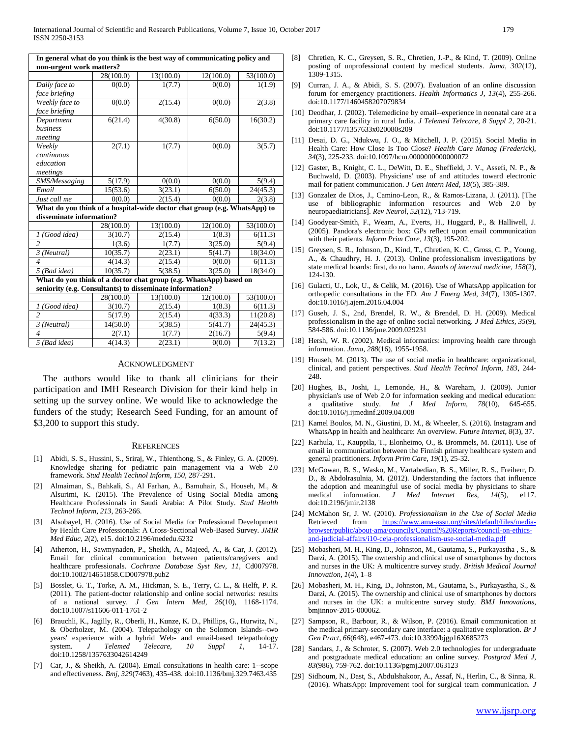| In general what do you think is the best way of communicating policy and non-urgent work matters? | | | | |
|---|---|---|---|---|
| | 28(100.0) | 13(100.0) | 12(100.0) | 53(100.0) |
| *Daily face to face briefing* | 0(0.0) | 1(7.7) | 0(0.0) | 1(1.9) |
| *Weekly face to face briefing* | 0(0.0) | 2(15.4) | 0(0.0) | 2(3.8) |
| *Department business meeting* | 6(21.4) | 4(30.8) | 6(50.0) | 16(30.2) |
| *Weekly continuous education meetings* | 2(7.1) | 1(7.7) | 0(0.0) | 3(5.7) |
| *SMS/Messaging* | 5(17.9) | 0(0.0) | 0(0.0) | 5(9.4) |
| *Email* | 15(53.6) | 3(23.1) | 6(50.0) | 24(45.3) |
| *Just call me* | 0(0.0) | 2(15.4) | 0(0.0) | 2(3.8) |
| **What do you think of a hospital-wide doctor chat group (e.g. WhatsApp) to disseminate information?** | | | | |
| | 28(100.0) | 13(100.0) | 12(100.0) | 53(100.0) |
| *1 (Good idea)* | 3(10.7) | 2(15.4) | 1(8.3) | 6(11.3) |
| *2* | 1(3.6) | 1(7.7) | 3(25.0) | 5(9.4) |
| *3 (Neutral)* | 10(35.7) | 2(23.1) | 5(41.7) | 18(34.0) |
| *4* | 4(14.3) | 2(15.4) | 0(0.0) | 6(11.3) |
| *5 (Bad idea)* | 10(35.7) | 5(38.5) | 3(25.0) | 18(34.0) |
| **What do you think of a doctor chat group (e.g. WhatsApp) based on seniority (e.g. Consultants) to disseminate information?** | | | | |
| | 28(100.0) | 13(100.0) | 12(100.0) | 53(100.0) |
| *1 (Good idea)* | 3(10.7) | 2(15.4) | 1(8.3) | 6(11.3) |
| *2* | 5(17.9) | 2(15.4) | 4(33.3) | 11(20.8) |
| *3 (Neutral)* | 14(50.0) | 5(38.5) | 5(41.7) | 24(45.3) |
| *4* | 2(7.1) | 1(7.7) | 2(16.7) | 5(9.4) |
| *5 (Bad idea)* | 4(14.3) | 2(23.1) | 0(0.0) | 7(13.2) |

## Acknowledgment

The authors would like to thank all clinicians for their participation and IMH Research Division for their kind help in setting up the survey online. We would like to acknowledge the funders of the study; Research Seed Funding, for an amount of $3,200 to support this study.

## References

[1] Abidi, S. S., Hussini, S., Sriraj, W., Thienthong, S., & Finley, G. A. (2009). Knowledge sharing for pediatric pain management via a Web 2.0 framework. *Stud Health Technol Inform, 150*, 287-291.

[2] Almaiman, S., Bahkali, S., Al Farhan, A., Bamuhair, S., Househ, M., & Alsurimi, K. (2015). The Prevalence of Using Social Media among Healthcare Professionals in Saudi Arabia: A Pilot Study. *Stud Health Technol Inform, 213*, 263-266.

[3] Alsobayel, H. (2016). Use of Social Media for Professional Development by Health Care Professionals: A Cross-Sectional Web-Based Survey. *JMIR Med Educ, 2*(2), e15. doi:10.2196/mededu.6232

[4] Atherton, H., Sawmynaden, P., Sheikh, A., Majeed, A., & Car, J. (2012). Email for clinical communication between patients/caregivers and healthcare professionals. *Cochrane Database Syst Rev, 11*, Cd007978. doi:10.1002/14651858.CD007978.pub2

[5] Bosslet, G. T., Torke, A. M., Hickman, S. E., Terry, C. L., & Helft, P. R. (2011). The patient-doctor relationship and online social networks: results of a national survey. *J Gen Intern Med, 26*(10), 1168-1174. doi:10.1007/s11606-011-1761-2

[6] Brauchli, K., Jagilly, R., Oberli, H., Kunze, K. D., Phillips, G., Hurwitz, N., & Oberholzer, M. (2004). Telepathology on the Solomon Islands--two years' experience with a hybrid Web- and email-based telepathology system. *J Telemed Telecare, 10 Suppl 1*, 14-17. doi:10.1258/1357633042614249

[7] Car, J., & Sheikh, A. (2004). Email consultations in health care: 1--scope and effectiveness. *Bmj, 329*(7463), 435-438. doi:10.1136/bmj.329.7463.435

[8] Chretien, K. C., Greysen, S. R., Chretien, J.-P., & Kind, T. (2009). Online posting of unprofessional content by medical students. *Jama, 302*(12), 1309-1315.

[9] Curran, J. A., & Abidi, S. S. (2007). Evaluation of an online discussion forum for emergency practitioners. *Health Informatics J, 13*(4), 255-266. doi:10.1177/1460458207079834

[10] Deodhar, J. (2002). Telemedicine by email--experience in neonatal care at a primary care facility in rural India. *J Telemed Telecare, 8 Suppl 2*, 20-21. doi:10.1177/1357633x020080s209

[11] Desai, D. G., Ndukwu, J. O., & Mitchell, J. P. (2015). Social Media in Health Care: How Close Is Too Close? *Health Care Manag (Frederick), 34*(3), 225-233. doi:10.1097/hcm.0000000000000072

[12] Gaster, B., Knight, C. L., DeWitt, D. E., Sheffield, J. V., Assefi, N. P., & Buchwald, D. (2003). Physicians' use of and attitudes toward electronic mail for patient communication. *J Gen Intern Med, 18*(5), 385-389.

[13] Gonzalez de Dios, J., Camino-Leon, R., & Ramos-Lizana, J. (2011). [The use of bibliographic information resources and Web 2.0 by neuropaediatricians]. *Rev Neurol, 52*(12), 713-719.

[14] Goodyear-Smith, F., Wearn, A., Everts, H., Huggard, P., & Halliwell, J. (2005). Pandora's electronic box: GPs reflect upon email communication with their patients. *Inform Prim Care, 13*(3), 195-202.

[15] Greysen, S. R., Johnson, D., Kind, T., Chretien, K. C., Gross, C. P., Young, A., & Chaudhry, H. J. (2013). Online professionalism investigations by state medical boards: first, do no harm. *Annals of internal medicine, 158*(2), 124-130.

[16] Gulacti, U., Lok, U., & Celik, M. (2016). Use of WhatsApp application for orthopedic consultations in the ED. *Am J Emerg Med, 34*(7), 1305-1307. doi:10.1016/j.ajem.2016.04.004

[17] Guseh, J. S., 2nd, Brendel, R. W., & Brendel, D. H. (2009). Medical professionalism in the age of online social networking. *J Med Ethics, 35*(9), 584-586. doi:10.1136/jme.2009.029231

[18] Hersh, W. R. (2002). Medical informatics: improving health care through information. *Jama, 288*(16), 1955-1958.

[19] Househ, M. (2013). The use of social media in healthcare: organizational, clinical, and patient perspectives. *Stud Health Technol Inform, 183*, 244-248.

[20] Hughes, B., Joshi, I., Lemonde, H., & Wareham, J. (2009). Junior physician's use of Web 2.0 for information seeking and medical education: a qualitative study. *Int J Med Inform, 78*(10), 645-655. doi:10.1016/j.ijmedinf.2009.04.008

[21] Kamel Boulos, M. N., Giustini, D. M., & Wheeler, S. (2016). Instagram and WhatsApp in health and healthcare: An overview. *Future Internet, 8*(3), 37.

[22] Karhula, T., Kauppila, T., Elonheimo, O., & Brommels, M. (2011). Use of email in communication between the Finnish primary healthcare system and general practitioners. *Inform Prim Care, 19*(1), 25-32.

[23] McGowan, B. S., Wasko, M., Vartabedian, B. S., Miller, R. S., Freiherr, D. D., & Abdolrasulnia, M. (2012). Understanding the factors that influence the adoption and meaningful use of social media by physicians to share medical information. *J Med Internet Res, 14*(5), e117. doi:10.2196/jmir.2138

[24] McMahon Sr, J. W. (2010). *Professionalism in the Use of Social Media* Retrieved from https://www.ama-assn.org/sites/default/files/media-browser/public/about-ama/councils/Council%20Reports/council-on-ethics-and-judicial-affairs/i10-ceja-professionalism-use-social-media.pdf

[25] Mobasheri, M. H., King, D., Johnston, M., Gautama, S., Purkayastha , S., & Darzi, A. (2015). The ownership and clinical use of smartphones by doctors and nurses in the UK: A multicentre survey study. *British Medical Journal Innovation, 1*(4), 1–8

[26] Mobasheri, M. H., King, D., Johnston, M., Gautama, S., Purkayastha, S., & Darzi, A. (2015). The ownership and clinical use of smartphones by doctors and nurses in the UK: a multicentre survey study. *BMJ Innovations*, bmjinnov-2015-000062.

[27] Sampson, R., Barbour, R., & Wilson, P. (2016). Email communication at the medical primary-secondary care interface: a qualitative exploration. *Br J Gen Pract, 66*(648), e467-473. doi:10.3399/bjgp16X685273

[28] Sandars, J., & Schroter, S. (2007). Web 2.0 technologies for undergraduate and postgraduate medical education: an online survey. *Postgrad Med J, 83*(986), 759-762. doi:10.1136/pgmj.2007.063123

[29] Sidhoum, N., Dast, S., Abdulshakoor, A., Assaf, N., Herlin, C., & Sinna, R. (2016). WhatsApp: Improvement tool for surgical team communication. *J*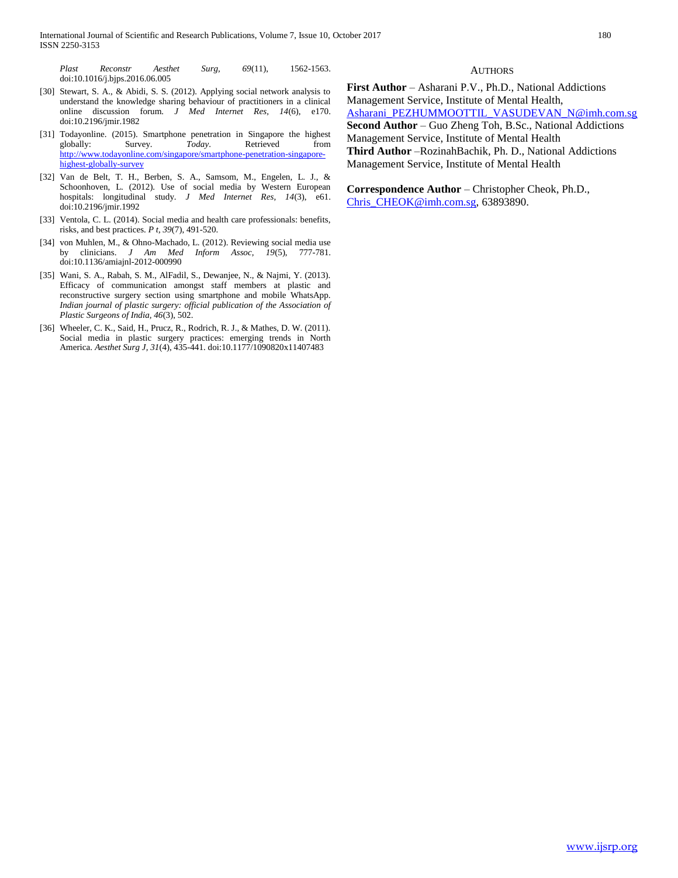*Plast Reconstr Aesthet Surg, 69*(11), 1562-1563. doi:10.1016/j.bjps.2016.06.005

[30] Stewart, S. A., & Abidi, S. S. (2012). Applying social network analysis to understand the knowledge sharing behaviour of practitioners in a clinical online discussion forum. *J Med Internet Res, 14*(6), e170. doi:10.2196/jmir.1982

[31] Todayonline. (2015). Smartphone penetration in Singapore the highest globally: Survey. *Today*. Retrieved from http://www.todayonline.com/singapore/smartphone-penetration-singapore-highest-globally-survey

[32] Van de Belt, T. H., Berben, S. A., Samsom, M., Engelen, L. J., & Schoonhoven, L. (2012). Use of social media by Western European hospitals: longitudinal study. *J Med Internet Res, 14*(3), e61. doi:10.2196/jmir.1992

[33] Ventola, C. L. (2014). Social media and health care professionals: benefits, risks, and best practices. *P t, 39*(7), 491-520.

[34] von Muhlen, M., & Ohno-Machado, L. (2012). Reviewing social media use by clinicians. *J Am Med Inform Assoc, 19*(5), 777-781. doi:10.1136/amiajnl-2012-000990

[35] Wani, S. A., Rabah, S. M., AlFadil, S., Dewanjee, N., & Najmi, Y. (2013). Efficacy of communication amongst staff members at plastic and reconstructive surgery section using smartphone and mobile WhatsApp. *Indian journal of plastic surgery: official publication of the Association of Plastic Surgeons of India, 46*(3), 502.

[36] Wheeler, C. K., Said, H., Prucz, R., Rodrich, R. J., & Mathes, D. W. (2011). Social media in plastic surgery practices: emerging trends in North America. *Aesthet Surg J, 31*(4), 435-441. doi:10.1177/1090820x11407483

## Authors

**First Author** – Asharani P.V., Ph.D., National Addictions Management Service, Institute of Mental Health, Asharani_PEZHUMMOOTTIL_VASUDEVAN_N@imh.com.sg

**Second Author** – Guo Zheng Toh, B.Sc., National Addictions Management Service, Institute of Mental Health

**Third Author** –RozinahBachik, Ph. D., National Addictions Management Service, Institute of Mental Health

**Correspondence Author** – Christopher Cheok, Ph.D., Chris_CHEOK@imh.com.sg, 63893890.